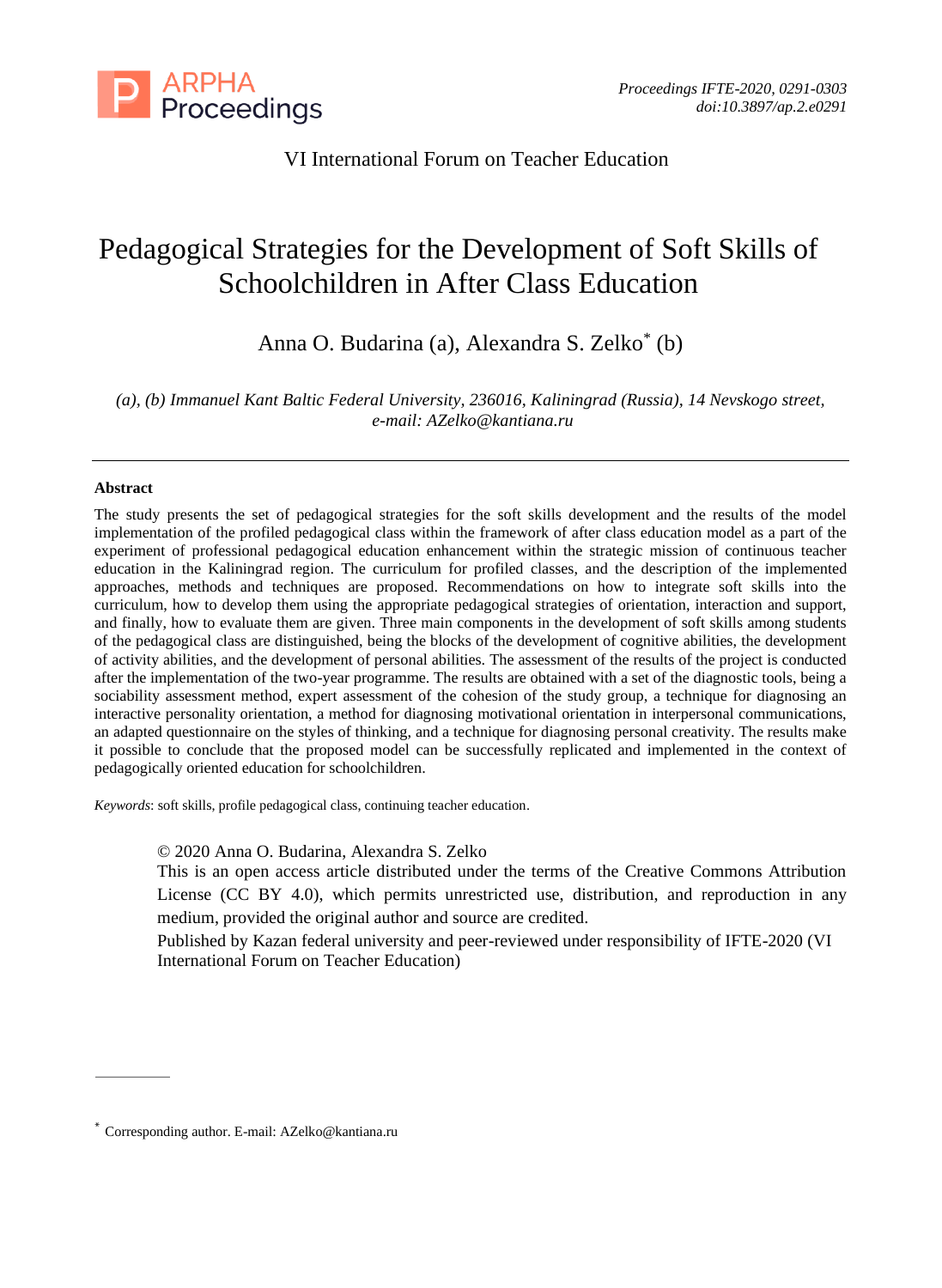VI International Forum on Teacher Education

# Pedagogical Strategies for the Development of Soft Skills of Schoolchildren in After Class Education

Anna O. Budarina (a), Alexandra S. Zelko* (b)

*(a), (b) Immanuel Kant Baltic Federal University, 236016, Kaliningrad (Russia), 14 Nevskogo street, e-mail: AZelko@kantiana.ru*

---

**Abstract**

The study presents the set of pedagogical strategies for the soft skills development and the results of the model implementation of the profiled pedagogical class within the framework of after class education model as a part of the experiment of professional pedagogical education enhancement within the strategic mission of continuous teacher education in the Kaliningrad region. The curriculum for profiled classes, and the description of the implemented approaches, methods and techniques are proposed. Recommendations on how to integrate soft skills into the curriculum, how to develop them using the appropriate pedagogical strategies of orientation, interaction and support, and finally, how to evaluate them are given. Three main components in the development of soft skills among students of the pedagogical class are distinguished, being the blocks of the development of cognitive abilities, the development of activity abilities, and the development of personal abilities. The assessment of the results of the project is conducted after the implementation of the two-year programme. The results are obtained with a set of the diagnostic tools, being a sociability assessment method, expert assessment of the cohesion of the study group, a technique for diagnosing an interactive personality orientation, a method for diagnosing motivational orientation in interpersonal communications, an adapted questionnaire on the styles of thinking, and a technique for diagnosing personal creativity. The results make it possible to conclude that the proposed model can be successfully replicated and implemented in the context of pedagogically oriented education for schoolchildren.

*Keywords*: soft skills, profile pedagogical class, continuing teacher education.

© 2020 Anna O. Budarina, Alexandra S. Zelko
This is an open access article distributed under the terms of the Creative Commons Attribution License (CC BY 4.0), which permits unrestricted use, distribution, and reproduction in any medium, provided the original author and source are credited.
Published by Kazan federal university and peer-reviewed under responsibility of IFTE-2020 (VI International Forum on Teacher Education)

---

* Corresponding author. E-mail: AZelko@kantiana.ru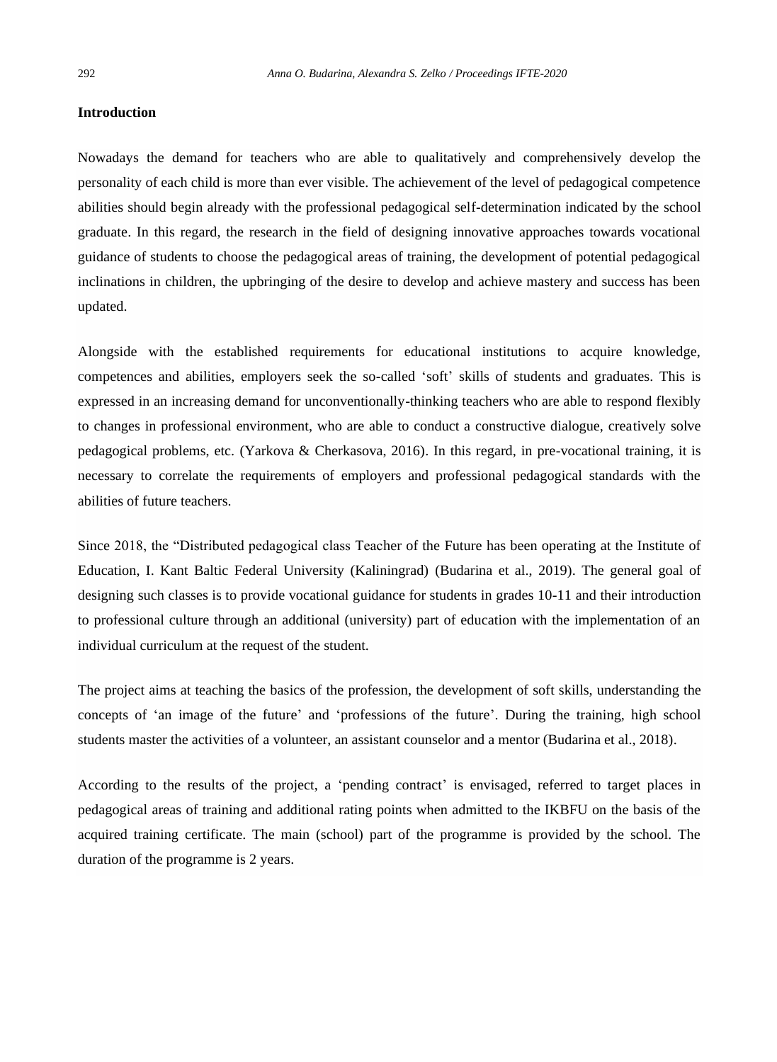## Introduction

Nowadays the demand for teachers who are able to qualitatively and comprehensively develop the personality of each child is more than ever visible. The achievement of the level of pedagogical competence abilities should begin already with the professional pedagogical self-determination indicated by the school graduate. In this regard, the research in the field of designing innovative approaches towards vocational guidance of students to choose the pedagogical areas of training, the development of potential pedagogical inclinations in children, the upbringing of the desire to develop and achieve mastery and success has been updated.

Alongside with the established requirements for educational institutions to acquire knowledge, competences and abilities, employers seek the so-called 'soft' skills of students and graduates. This is expressed in an increasing demand for unconventionally-thinking teachers who are able to respond flexibly to changes in professional environment, who are able to conduct a constructive dialogue, creatively solve pedagogical problems, etc. (Yarkova & Cherkasova, 2016). In this regard, in pre-vocational training, it is necessary to correlate the requirements of employers and professional pedagogical standards with the abilities of future teachers.

Since 2018, the "Distributed pedagogical class Teacher of the Future has been operating at the Institute of Education, I. Kant Baltic Federal University (Kaliningrad) (Budarina et al., 2019). The general goal of designing such classes is to provide vocational guidance for students in grades 10-11 and their introduction to professional culture through an additional (university) part of education with the implementation of an individual curriculum at the request of the student.

The project aims at teaching the basics of the profession, the development of soft skills, understanding the concepts of 'an image of the future' and 'professions of the future'. During the training, high school students master the activities of a volunteer, an assistant counselor and a mentor (Budarina et al., 2018).

According to the results of the project, a 'pending contract' is envisaged, referred to target places in pedagogical areas of training and additional rating points when admitted to the IKBFU on the basis of the acquired training certificate. The main (school) part of the programme is provided by the school. The duration of the programme is 2 years.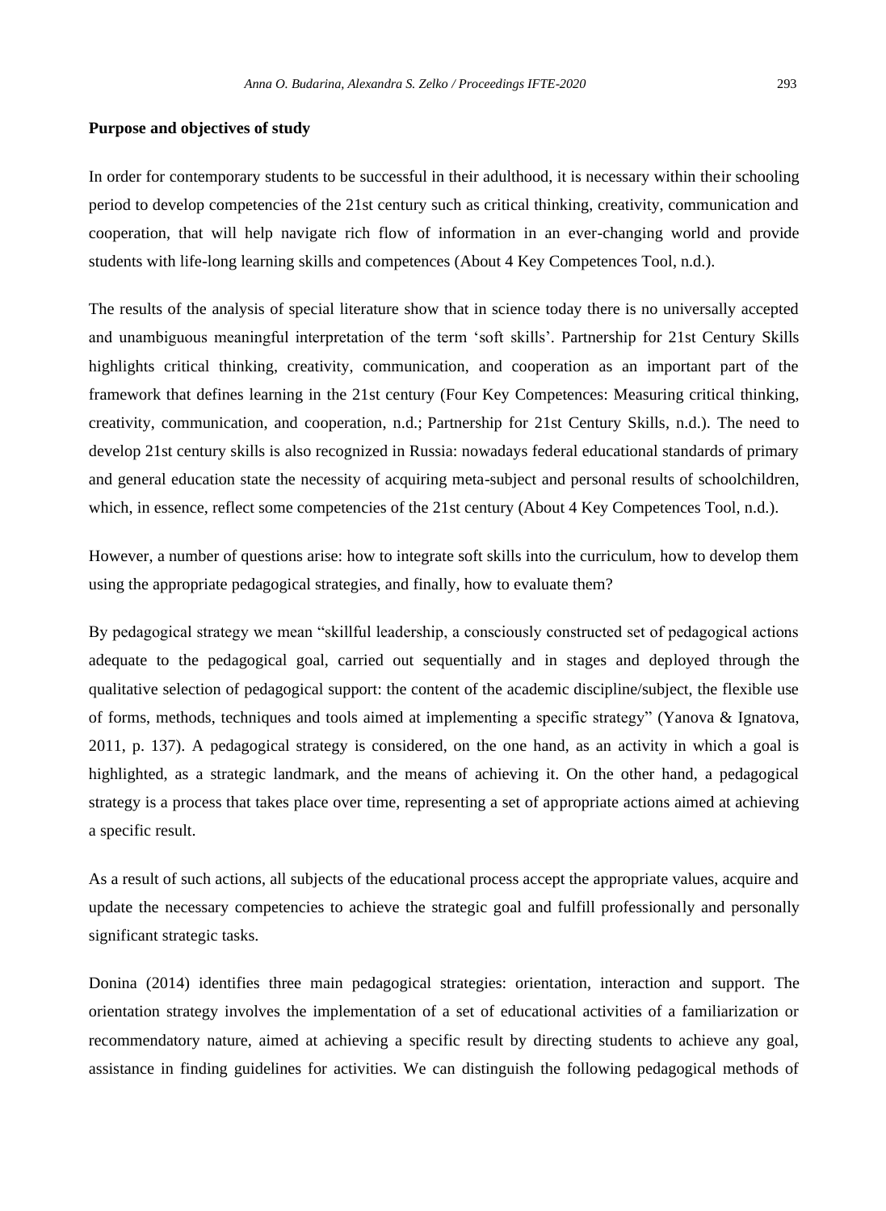**Purpose and objectives of study**

In order for contemporary students to be successful in their adulthood, it is necessary within their schooling period to develop competencies of the 21st century such as critical thinking, creativity, communication and cooperation, that will help navigate rich flow of information in an ever-changing world and provide students with life-long learning skills and competences (About 4 Key Competences Tool, n.d.).

The results of the analysis of special literature show that in science today there is no universally accepted and unambiguous meaningful interpretation of the term 'soft skills'. Partnership for 21st Century Skills highlights critical thinking, creativity, communication, and cooperation as an important part of the framework that defines learning in the 21st century (Four Key Competences: Measuring critical thinking, creativity, communication, and cooperation, n.d.; Partnership for 21st Century Skills, n.d.). The need to develop 21st century skills is also recognized in Russia: nowadays federal educational standards of primary and general education state the necessity of acquiring meta-subject and personal results of schoolchildren, which, in essence, reflect some competencies of the 21st century (About 4 Key Competences Tool, n.d.).

However, a number of questions arise: how to integrate soft skills into the curriculum, how to develop them using the appropriate pedagogical strategies, and finally, how to evaluate them?

By pedagogical strategy we mean "skillful leadership, a consciously constructed set of pedagogical actions adequate to the pedagogical goal, carried out sequentially and in stages and deployed through the qualitative selection of pedagogical support: the content of the academic discipline/subject, the flexible use of forms, methods, techniques and tools aimed at implementing a specific strategy" (Yanova & Ignatova, 2011, p. 137). A pedagogical strategy is considered, on the one hand, as an activity in which a goal is highlighted, as a strategic landmark, and the means of achieving it. On the other hand, a pedagogical strategy is a process that takes place over time, representing a set of appropriate actions aimed at achieving a specific result.

As a result of such actions, all subjects of the educational process accept the appropriate values, acquire and update the necessary competencies to achieve the strategic goal and fulfill professionally and personally significant strategic tasks.

Donina (2014) identifies three main pedagogical strategies: orientation, interaction and support. The orientation strategy involves the implementation of a set of educational activities of a familiarization or recommendatory nature, aimed at achieving a specific result by directing students to achieve any goal, assistance in finding guidelines for activities. We can distinguish the following pedagogical methods of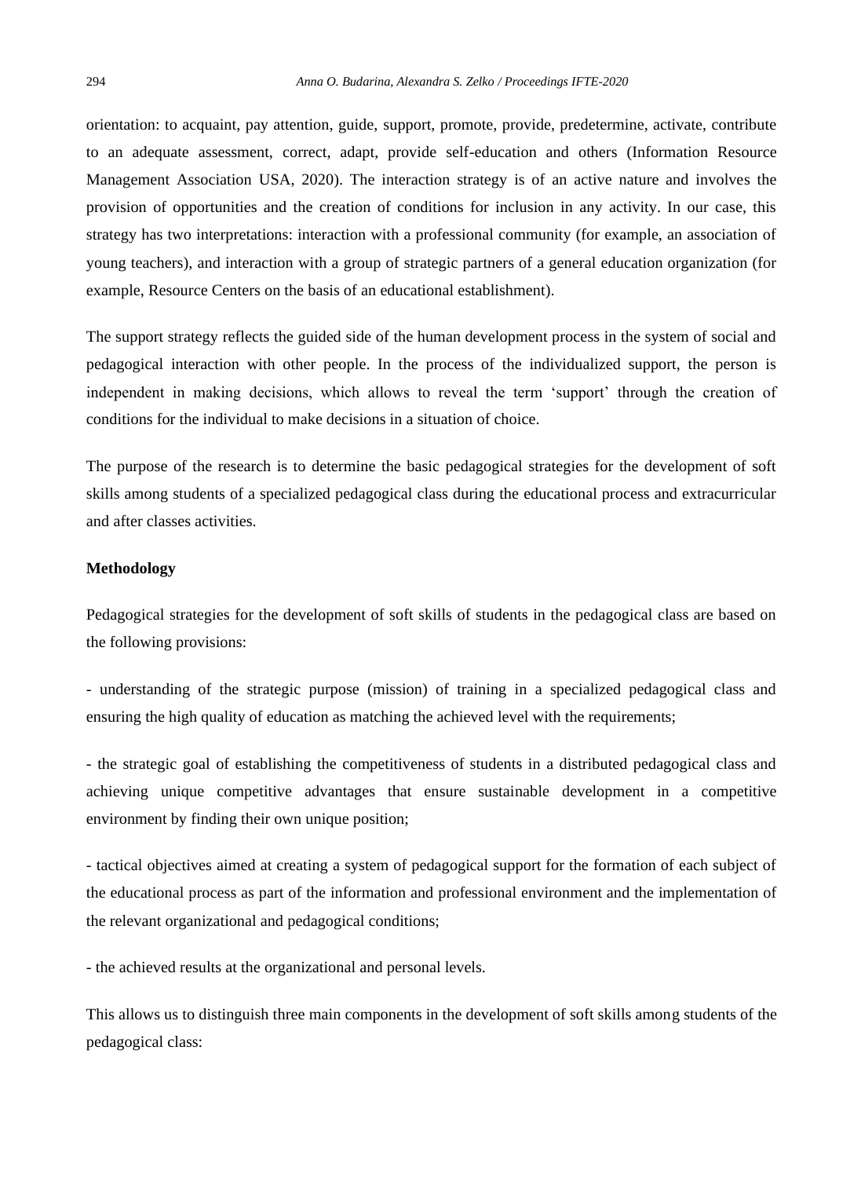orientation: to acquaint, pay attention, guide, support, promote, provide, predetermine, activate, contribute to an adequate assessment, correct, adapt, provide self-education and others (Information Resource Management Association USA, 2020). The interaction strategy is of an active nature and involves the provision of opportunities and the creation of conditions for inclusion in any activity. In our case, this strategy has two interpretations: interaction with a professional community (for example, an association of young teachers), and interaction with a group of strategic partners of a general education organization (for example, Resource Centers on the basis of an educational establishment).

The support strategy reflects the guided side of the human development process in the system of social and pedagogical interaction with other people. In the process of the individualized support, the person is independent in making decisions, which allows to reveal the term 'support' through the creation of conditions for the individual to make decisions in a situation of choice.

The purpose of the research is to determine the basic pedagogical strategies for the development of soft skills among students of a specialized pedagogical class during the educational process and extracurricular and after classes activities.

**Methodology**

Pedagogical strategies for the development of soft skills of students in the pedagogical class are based on the following provisions:

- understanding of the strategic purpose (mission) of training in a specialized pedagogical class and ensuring the high quality of education as matching the achieved level with the requirements;

- the strategic goal of establishing the competitiveness of students in a distributed pedagogical class and achieving unique competitive advantages that ensure sustainable development in a competitive environment by finding their own unique position;

- tactical objectives aimed at creating a system of pedagogical support for the formation of each subject of the educational process as part of the information and professional environment and the implementation of the relevant organizational and pedagogical conditions;

- the achieved results at the organizational and personal levels.

This allows us to distinguish three main components in the development of soft skills among students of the pedagogical class: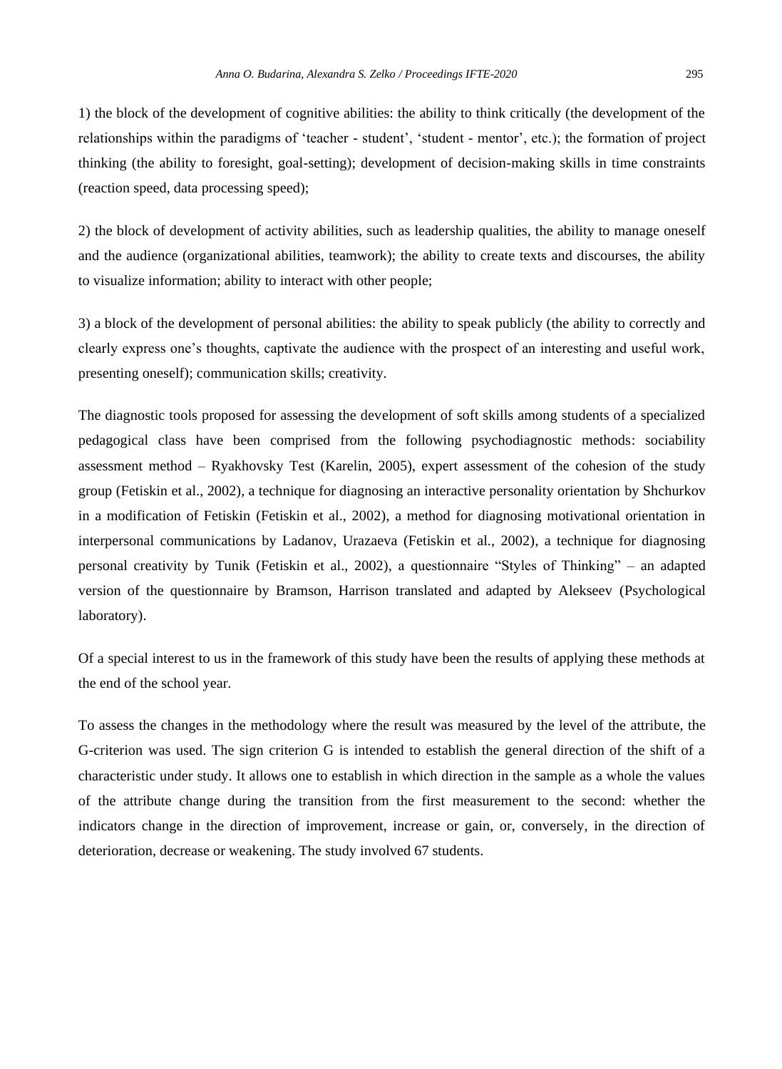1) the block of the development of cognitive abilities: the ability to think critically (the development of the relationships within the paradigms of 'teacher - student', 'student - mentor', etc.); the formation of project thinking (the ability to foresight, goal-setting); development of decision-making skills in time constraints (reaction speed, data processing speed);

2) the block of development of activity abilities, such as leadership qualities, the ability to manage oneself and the audience (organizational abilities, teamwork); the ability to create texts and discourses, the ability to visualize information; ability to interact with other people;

3) a block of the development of personal abilities: the ability to speak publicly (the ability to correctly and clearly express one's thoughts, captivate the audience with the prospect of an interesting and useful work, presenting oneself); communication skills; creativity.

The diagnostic tools proposed for assessing the development of soft skills among students of a specialized pedagogical class have been comprised from the following psychodiagnostic methods: sociability assessment method – Ryakhovsky Test (Karelin, 2005), expert assessment of the cohesion of the study group (Fetiskin et al., 2002), a technique for diagnosing an interactive personality orientation by Shchurkov in a modification of Fetiskin (Fetiskin et al., 2002), a method for diagnosing motivational orientation in interpersonal communications by Ladanov, Urazaeva (Fetiskin et al., 2002), a technique for diagnosing personal creativity by Tunik (Fetiskin et al., 2002), a questionnaire "Styles of Thinking" – an adapted version of the questionnaire by Bramson, Harrison translated and adapted by Alekseev (Psychological laboratory).

Of a special interest to us in the framework of this study have been the results of applying these methods at the end of the school year.

To assess the changes in the methodology where the result was measured by the level of the attribute, the G-criterion was used. The sign criterion G is intended to establish the general direction of the shift of a characteristic under study. It allows one to establish in which direction in the sample as a whole the values of the attribute change during the transition from the first measurement to the second: whether the indicators change in the direction of improvement, increase or gain, or, conversely, in the direction of deterioration, decrease or weakening. The study involved 67 students.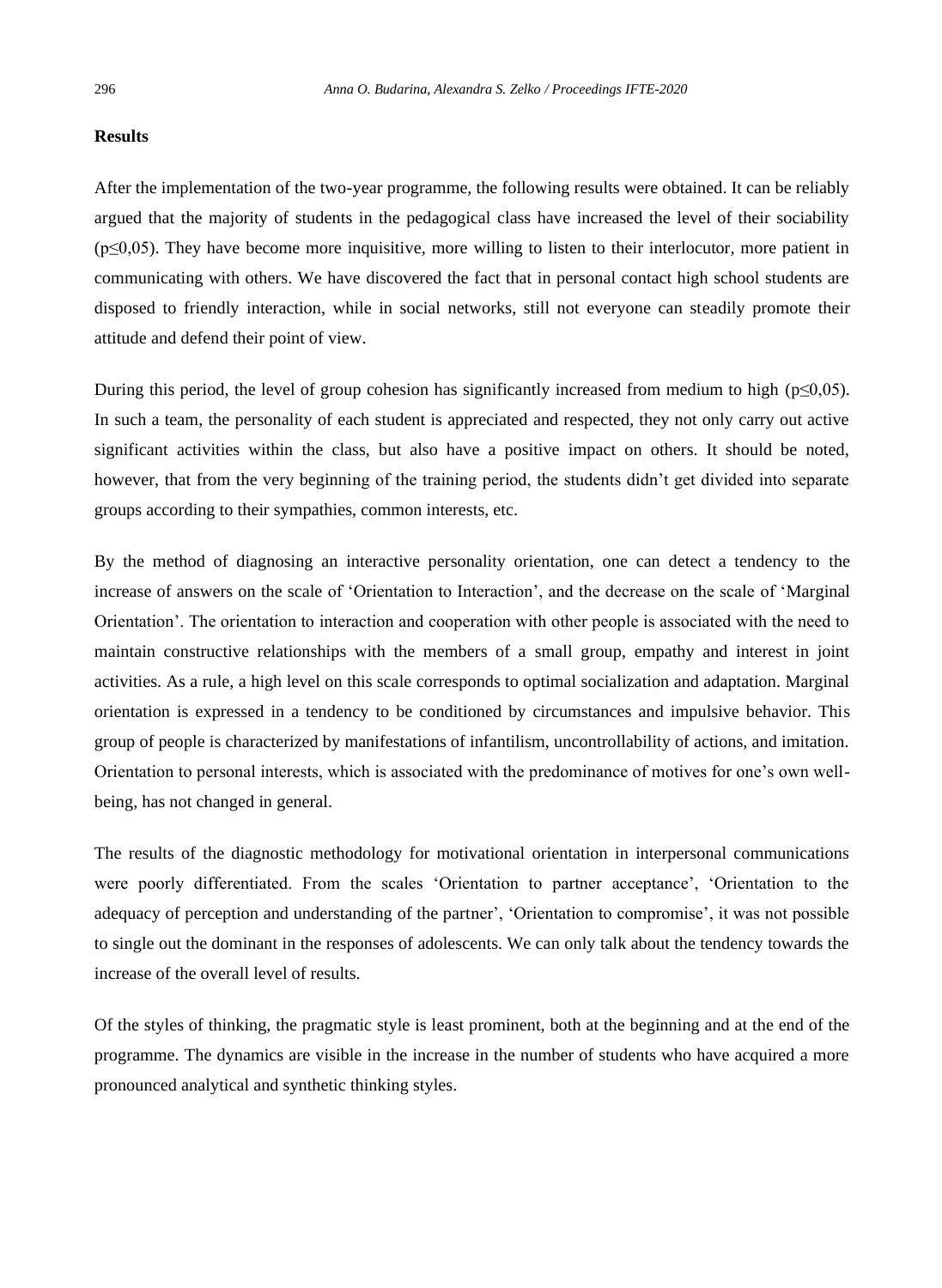**Results**

After the implementation of the two-year programme, the following results were obtained. It can be reliably argued that the majority of students in the pedagogical class have increased the level of their sociability ($p \leq 0,05$). They have become more inquisitive, more willing to listen to their interlocutor, more patient in communicating with others. We have discovered the fact that in personal contact high school students are disposed to friendly interaction, while in social networks, still not everyone can steadily promote their attitude and defend their point of view.

During this period, the level of group cohesion has significantly increased from medium to high ($p \leq 0,05$). In such a team, the personality of each student is appreciated and respected, they not only carry out active significant activities within the class, but also have a positive impact on others. It should be noted, however, that from the very beginning of the training period, the students didn't get divided into separate groups according to their sympathies, common interests, etc.

By the method of diagnosing an interactive personality orientation, one can detect a tendency to the increase of answers on the scale of 'Orientation to Interaction', and the decrease on the scale of 'Marginal Orientation'. The orientation to interaction and cooperation with other people is associated with the need to maintain constructive relationships with the members of a small group, empathy and interest in joint activities. As a rule, a high level on this scale corresponds to optimal socialization and adaptation. Marginal orientation is expressed in a tendency to be conditioned by circumstances and impulsive behavior. This group of people is characterized by manifestations of infantilism, uncontrollability of actions, and imitation. Orientation to personal interests, which is associated with the predominance of motives for one's own well-being, has not changed in general.

The results of the diagnostic methodology for motivational orientation in interpersonal communications were poorly differentiated. From the scales 'Orientation to partner acceptance', 'Orientation to the adequacy of perception and understanding of the partner', 'Orientation to compromise', it was not possible to single out the dominant in the responses of adolescents. We can only talk about the tendency towards the increase of the overall level of results.

Of the styles of thinking, the pragmatic style is least prominent, both at the beginning and at the end of the programme. The dynamics are visible in the increase in the number of students who have acquired a more pronounced analytical and synthetic thinking styles.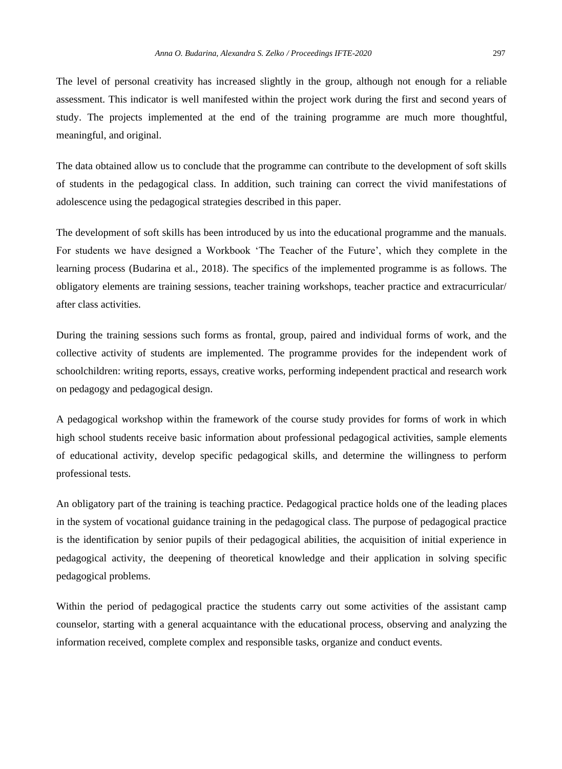The level of personal creativity has increased slightly in the group, although not enough for a reliable assessment. This indicator is well manifested within the project work during the first and second years of study. The projects implemented at the end of the training programme are much more thoughtful, meaningful, and original.

The data obtained allow us to conclude that the programme can contribute to the development of soft skills of students in the pedagogical class. In addition, such training can correct the vivid manifestations of adolescence using the pedagogical strategies described in this paper.

The development of soft skills has been introduced by us into the educational programme and the manuals. For students we have designed a Workbook 'The Teacher of the Future', which they complete in the learning process (Budarina et al., 2018). The specifics of the implemented programme is as follows. The obligatory elements are training sessions, teacher training workshops, teacher practice and extracurricular/ after class activities.

During the training sessions such forms as frontal, group, paired and individual forms of work, and the collective activity of students are implemented. The programme provides for the independent work of schoolchildren: writing reports, essays, creative works, performing independent practical and research work on pedagogy and pedagogical design.

A pedagogical workshop within the framework of the course study provides for forms of work in which high school students receive basic information about professional pedagogical activities, sample elements of educational activity, develop specific pedagogical skills, and determine the willingness to perform professional tests.

An obligatory part of the training is teaching practice. Pedagogical practice holds one of the leading places in the system of vocational guidance training in the pedagogical class. The purpose of pedagogical practice is the identification by senior pupils of their pedagogical abilities, the acquisition of initial experience in pedagogical activity, the deepening of theoretical knowledge and their application in solving specific pedagogical problems.

Within the period of pedagogical practice the students carry out some activities of the assistant camp counselor, starting with a general acquaintance with the educational process, observing and analyzing the information received, complete complex and responsible tasks, organize and conduct events.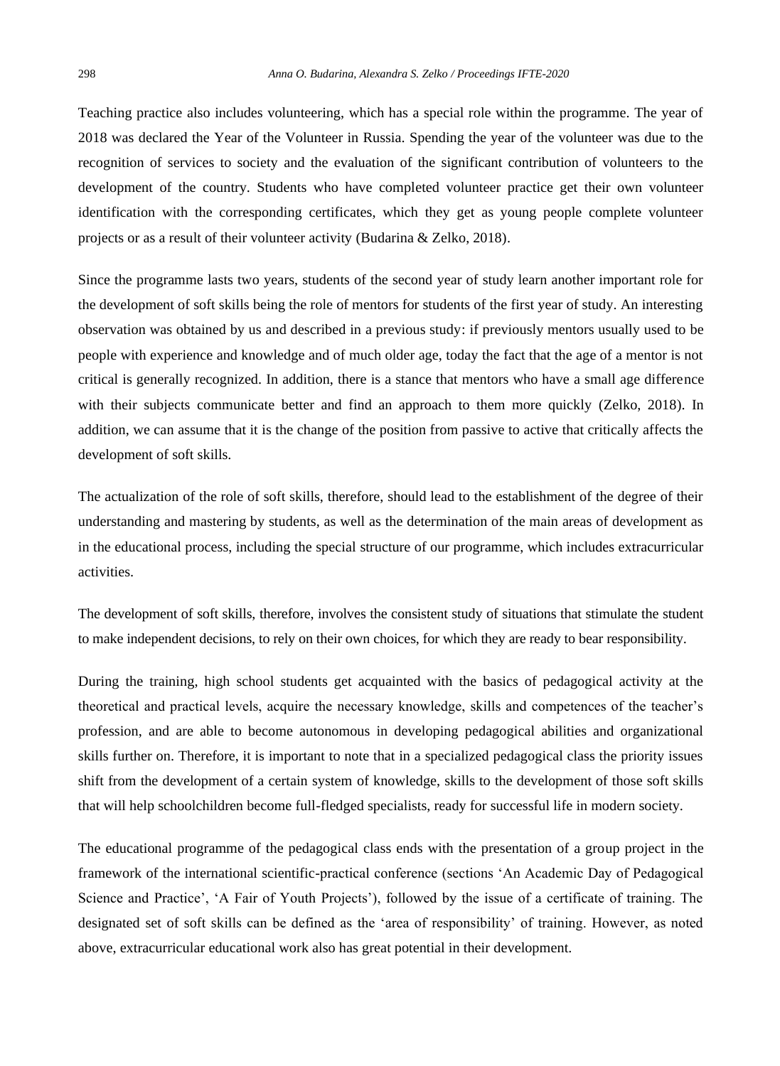Teaching practice also includes volunteering, which has a special role within the programme. The year of 2018 was declared the Year of the Volunteer in Russia. Spending the year of the volunteer was due to the recognition of services to society and the evaluation of the significant contribution of volunteers to the development of the country. Students who have completed volunteer practice get their own volunteer identification with the corresponding certificates, which they get as young people complete volunteer projects or as a result of their volunteer activity (Budarina & Zelko, 2018).

Since the programme lasts two years, students of the second year of study learn another important role for the development of soft skills being the role of mentors for students of the first year of study. An interesting observation was obtained by us and described in a previous study: if previously mentors usually used to be people with experience and knowledge and of much older age, today the fact that the age of a mentor is not critical is generally recognized. In addition, there is a stance that mentors who have a small age difference with their subjects communicate better and find an approach to them more quickly (Zelko, 2018). In addition, we can assume that it is the change of the position from passive to active that critically affects the development of soft skills.

The actualization of the role of soft skills, therefore, should lead to the establishment of the degree of their understanding and mastering by students, as well as the determination of the main areas of development as in the educational process, including the special structure of our programme, which includes extracurricular activities.

The development of soft skills, therefore, involves the consistent study of situations that stimulate the student to make independent decisions, to rely on their own choices, for which they are ready to bear responsibility.

During the training, high school students get acquainted with the basics of pedagogical activity at the theoretical and practical levels, acquire the necessary knowledge, skills and competences of the teacher's profession, and are able to become autonomous in developing pedagogical abilities and organizational skills further on. Therefore, it is important to note that in a specialized pedagogical class the priority issues shift from the development of a certain system of knowledge, skills to the development of those soft skills that will help schoolchildren become full-fledged specialists, ready for successful life in modern society.

The educational programme of the pedagogical class ends with the presentation of a group project in the framework of the international scientific-practical conference (sections 'An Academic Day of Pedagogical Science and Practice', 'A Fair of Youth Projects'), followed by the issue of a certificate of training. The designated set of soft skills can be defined as the 'area of responsibility' of training. However, as noted above, extracurricular educational work also has great potential in their development.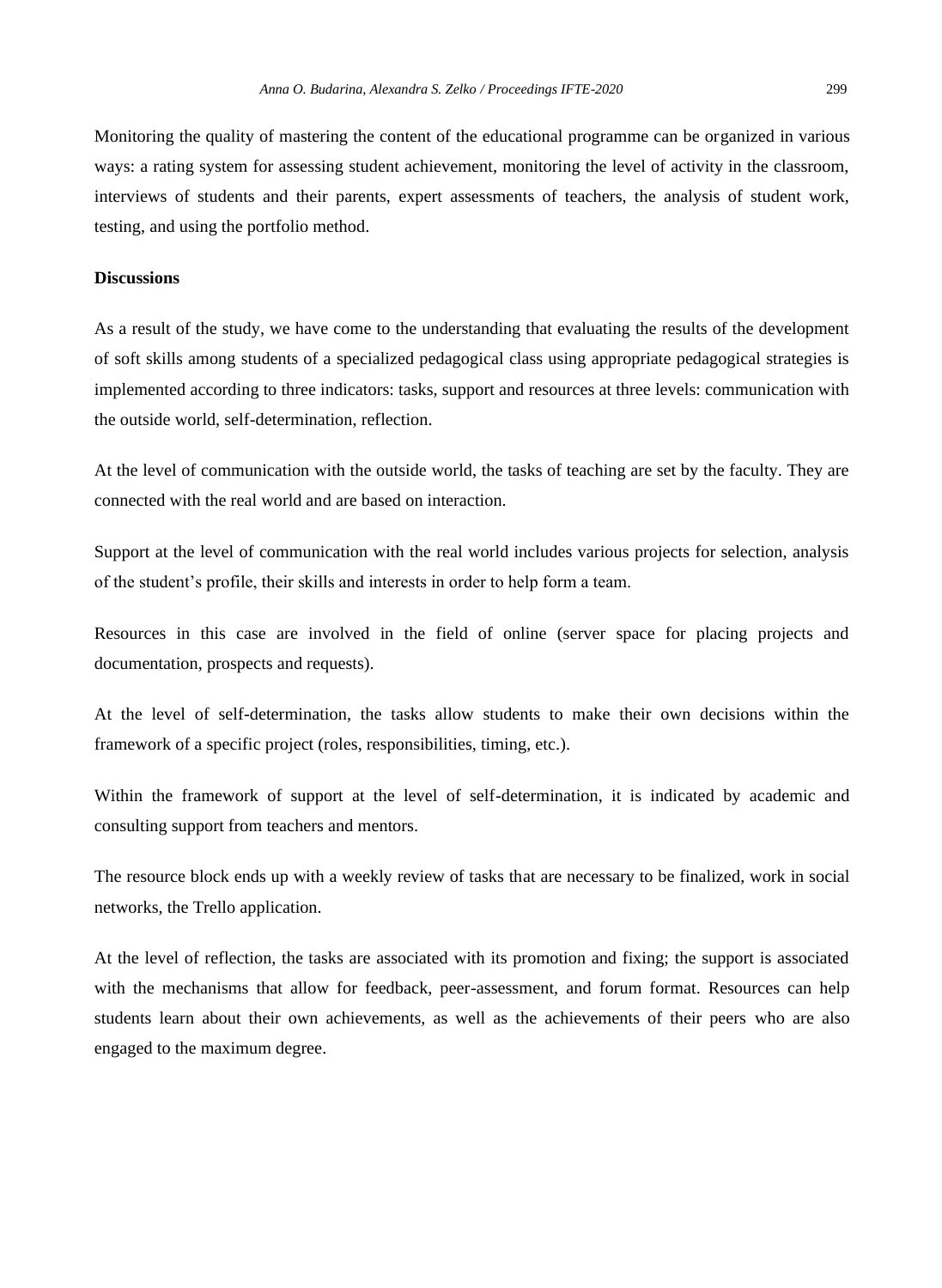Monitoring the quality of mastering the content of the educational programme can be organized in various ways: a rating system for assessing student achievement, monitoring the level of activity in the classroom, interviews of students and their parents, expert assessments of teachers, the analysis of student work, testing, and using the portfolio method.

## Discussions

As a result of the study, we have come to the understanding that evaluating the results of the development of soft skills among students of a specialized pedagogical class using appropriate pedagogical strategies is implemented according to three indicators: tasks, support and resources at three levels: communication with the outside world, self-determination, reflection.

At the level of communication with the outside world, the tasks of teaching are set by the faculty. They are connected with the real world and are based on interaction.

Support at the level of communication with the real world includes various projects for selection, analysis of the student's profile, their skills and interests in order to help form a team.

Resources in this case are involved in the field of online (server space for placing projects and documentation, prospects and requests).

At the level of self-determination, the tasks allow students to make their own decisions within the framework of a specific project (roles, responsibilities, timing, etc.).

Within the framework of support at the level of self-determination, it is indicated by academic and consulting support from teachers and mentors.

The resource block ends up with a weekly review of tasks that are necessary to be finalized, work in social networks, the Trello application.

At the level of reflection, the tasks are associated with its promotion and fixing; the support is associated with the mechanisms that allow for feedback, peer-assessment, and forum format. Resources can help students learn about their own achievements, as well as the achievements of their peers who are also engaged to the maximum degree.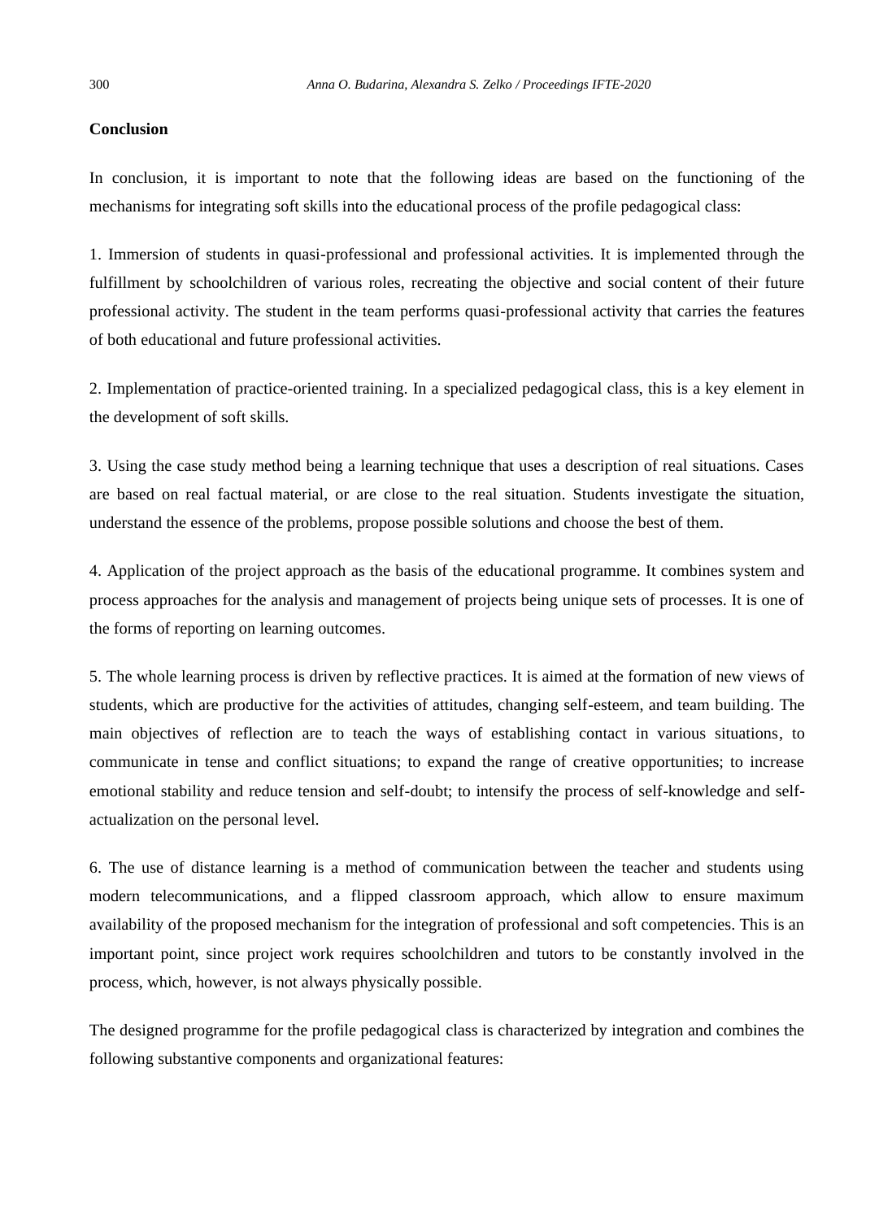**Conclusion**

In conclusion, it is important to note that the following ideas are based on the functioning of the mechanisms for integrating soft skills into the educational process of the profile pedagogical class:

1. Immersion of students in quasi-professional and professional activities. It is implemented through the fulfillment by schoolchildren of various roles, recreating the objective and social content of their future professional activity. The student in the team performs quasi-professional activity that carries the features of both educational and future professional activities.

2. Implementation of practice-oriented training. In a specialized pedagogical class, this is a key element in the development of soft skills.

3. Using the case study method being a learning technique that uses a description of real situations. Cases are based on real factual material, or are close to the real situation. Students investigate the situation, understand the essence of the problems, propose possible solutions and choose the best of them.

4. Application of the project approach as the basis of the educational programme. It combines system and process approaches for the analysis and management of projects being unique sets of processes. It is one of the forms of reporting on learning outcomes.

5. The whole learning process is driven by reflective practices. It is aimed at the formation of new views of students, which are productive for the activities of attitudes, changing self-esteem, and team building. The main objectives of reflection are to teach the ways of establishing contact in various situations, to communicate in tense and conflict situations; to expand the range of creative opportunities; to increase emotional stability and reduce tension and self-doubt; to intensify the process of self-knowledge and self-actualization on the personal level.

6. The use of distance learning is a method of communication between the teacher and students using modern telecommunications, and a flipped classroom approach, which allow to ensure maximum availability of the proposed mechanism for the integration of professional and soft competencies. This is an important point, since project work requires schoolchildren and tutors to be constantly involved in the process, which, however, is not always physically possible.

The designed programme for the profile pedagogical class is characterized by integration and combines the following substantive components and organizational features: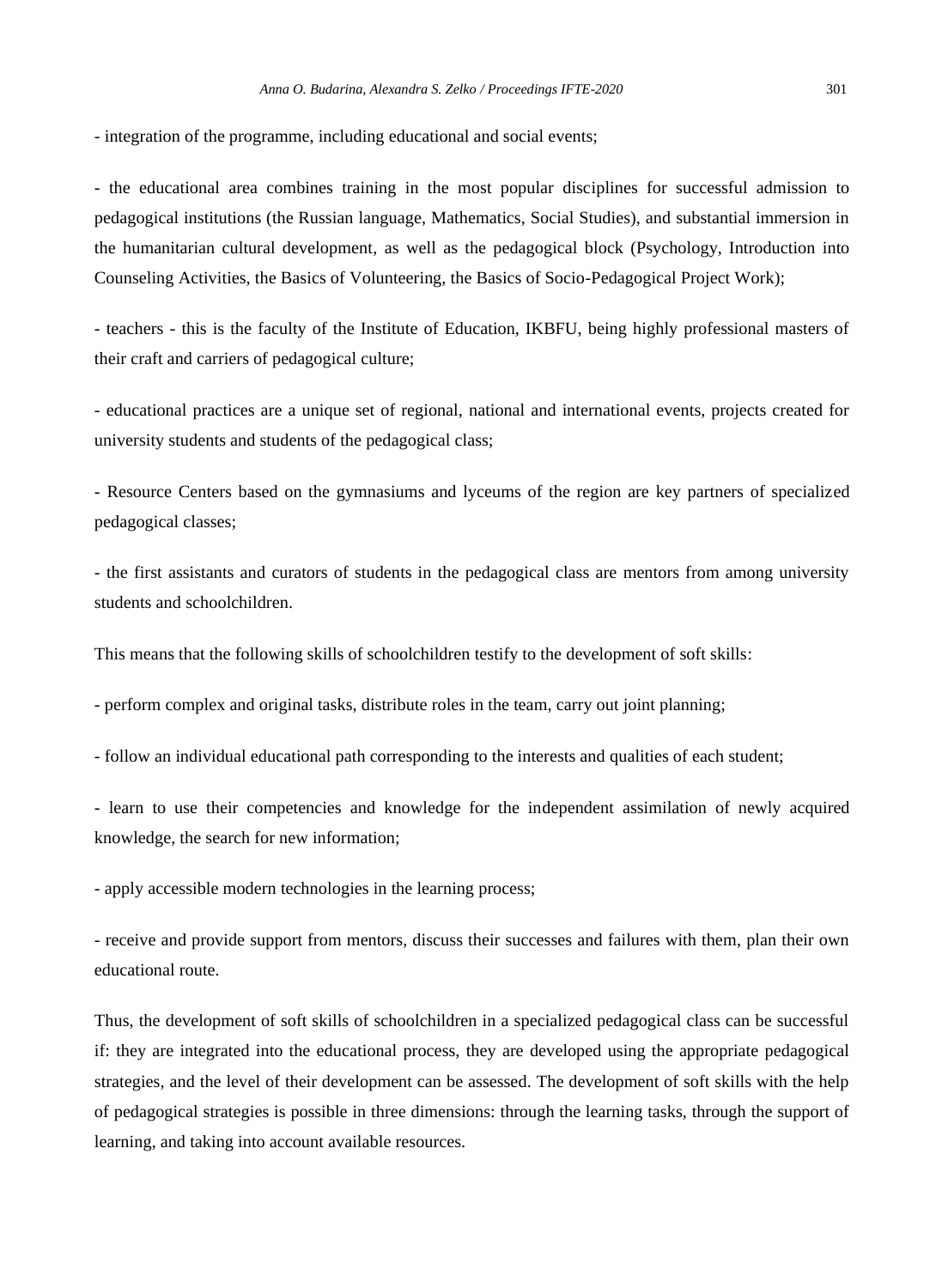- integration of the programme, including educational and social events;

- the educational area combines training in the most popular disciplines for successful admission to pedagogical institutions (the Russian language, Mathematics, Social Studies), and substantial immersion in the humanitarian cultural development, as well as the pedagogical block (Psychology, Introduction into Counseling Activities, the Basics of Volunteering, the Basics of Socio-Pedagogical Project Work);

- teachers - this is the faculty of the Institute of Education, IKBFU, being highly professional masters of their craft and carriers of pedagogical culture;

- educational practices are a unique set of regional, national and international events, projects created for university students and students of the pedagogical class;

- Resource Centers based on the gymnasiums and lyceums of the region are key partners of specialized pedagogical classes;

- the first assistants and curators of students in the pedagogical class are mentors from among university students and schoolchildren.

This means that the following skills of schoolchildren testify to the development of soft skills:

- perform complex and original tasks, distribute roles in the team, carry out joint planning;

- follow an individual educational path corresponding to the interests and qualities of each student;

- learn to use their competencies and knowledge for the independent assimilation of newly acquired knowledge, the search for new information;

- apply accessible modern technologies in the learning process;

- receive and provide support from mentors, discuss their successes and failures with them, plan their own educational route.

Thus, the development of soft skills of schoolchildren in a specialized pedagogical class can be successful if: they are integrated into the educational process, they are developed using the appropriate pedagogical strategies, and the level of their development can be assessed. The development of soft skills with the help of pedagogical strategies is possible in three dimensions: through the learning tasks, through the support of learning, and taking into account available resources.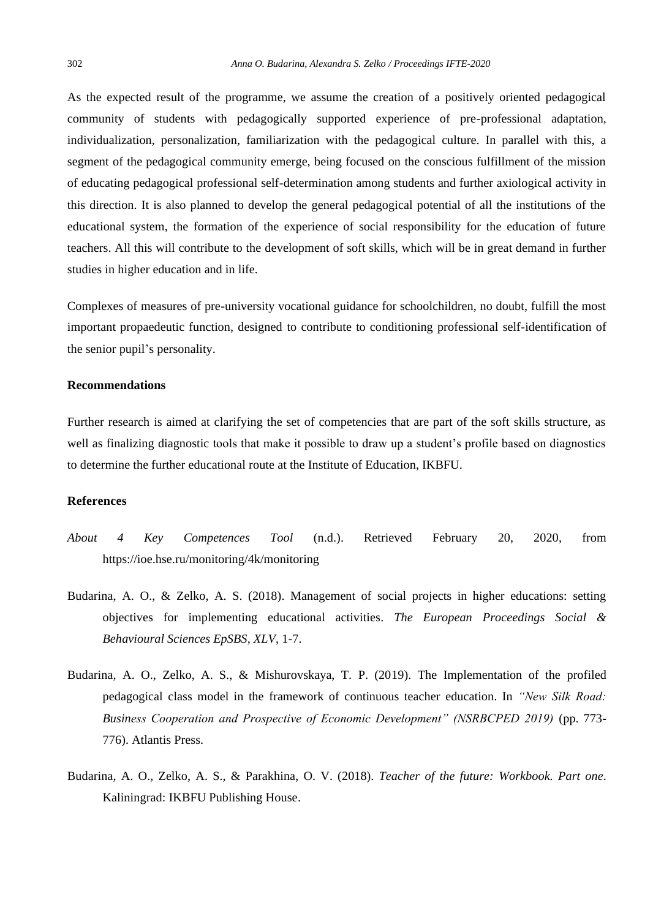As the expected result of the programme, we assume the creation of a positively oriented pedagogical community of students with pedagogically supported experience of pre-professional adaptation, individualization, personalization, familiarization with the pedagogical culture. In parallel with this, a segment of the pedagogical community emerge, being focused on the conscious fulfillment of the mission of educating pedagogical professional self-determination among students and further axiological activity in this direction. It is also planned to develop the general pedagogical potential of all the institutions of the educational system, the formation of the experience of social responsibility for the education of future teachers. All this will contribute to the development of soft skills, which will be in great demand in further studies in higher education and in life.

Complexes of measures of pre-university vocational guidance for schoolchildren, no doubt, fulfill the most important propaedeutic function, designed to contribute to conditioning professional self-identification of the senior pupil's personality.

## Recommendations

Further research is aimed at clarifying the set of competencies that are part of the soft skills structure, as well as finalizing diagnostic tools that make it possible to draw up a student's profile based on diagnostics to determine the further educational route at the Institute of Education, IKBFU.

## References

*About 4 Key Competences Tool* (n.d.). Retrieved February 20, 2020, from https://ioe.hse.ru/monitoring/4k/monitoring

Budarina, A. O., & Zelko, A. S. (2018). Management of social projects in higher educations: setting objectives for implementing educational activities. *The European Proceedings Social & Behavioural Sciences EpSBS, XLV*, 1-7.

Budarina, A. O., Zelko, A. S., & Mishurovskaya, T. P. (2019). The Implementation of the profiled pedagogical class model in the framework of continuous teacher education. In *"New Silk Road: Business Cooperation and Prospective of Economic Development" (NSRBCPED 2019)* (pp. 773-776). Atlantis Press.

Budarina, A. O., Zelko, A. S., & Parakhina, O. V. (2018). *Teacher of the future: Workbook. Part one*. Kaliningrad: IKBFU Publishing House.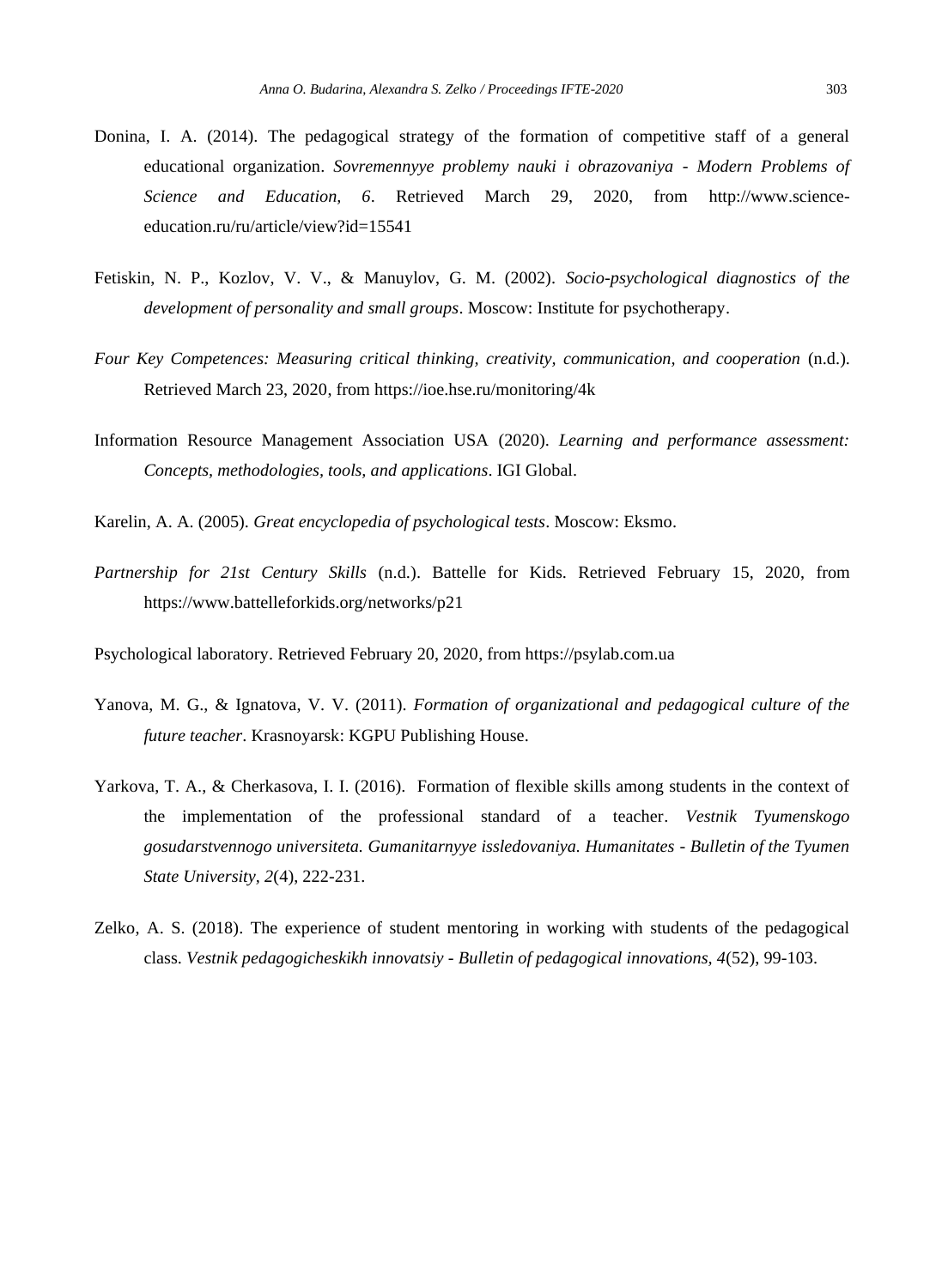Donina, I. A. (2014). The pedagogical strategy of the formation of competitive staff of a general educational organization. *Sovremennyye problemy nauki i obrazovaniya - Modern Problems of Science and Education, 6*. Retrieved March 29, 2020, from http://www.science-education.ru/ru/article/view?id=15541

Fetiskin, N. P., Kozlov, V. V., & Manuylov, G. M. (2002). *Socio-psychological diagnostics of the development of personality and small groups*. Moscow: Institute for psychotherapy.

*Four Key Competences: Measuring critical thinking, creativity, communication, and cooperation* (n.d.). Retrieved March 23, 2020, from https://ioe.hse.ru/monitoring/4k

Information Resource Management Association USA (2020). *Learning and performance assessment: Concepts, methodologies, tools, and applications*. IGI Global.

Karelin, A. A. (2005). *Great encyclopedia of psychological tests*. Moscow: Eksmo.

*Partnership for 21st Century Skills* (n.d.). Battelle for Kids. Retrieved February 15, 2020, from https://www.battelleforkids.org/networks/p21

Psychological laboratory. Retrieved February 20, 2020, from https://psylab.com.ua

Yanova, M. G., & Ignatova, V. V. (2011). *Formation of organizational and pedagogical culture of the future teacher*. Krasnoyarsk: KGPU Publishing House.

Yarkova, T. A., & Cherkasova, I. I. (2016). Formation of flexible skills among students in the context of the implementation of the professional standard of a teacher. *Vestnik Tyumenskogo gosudarstvennogo universiteta. Gumanitarnyye issledovaniya. Humanitates - Bulletin of the Tyumen State University, 2*(4), 222-231.

Zelko, A. S. (2018). The experience of student mentoring in working with students of the pedagogical class. *Vestnik pedagogicheskikh innovatsiy - Bulletin of pedagogical innovations, 4*(52), 99-103.